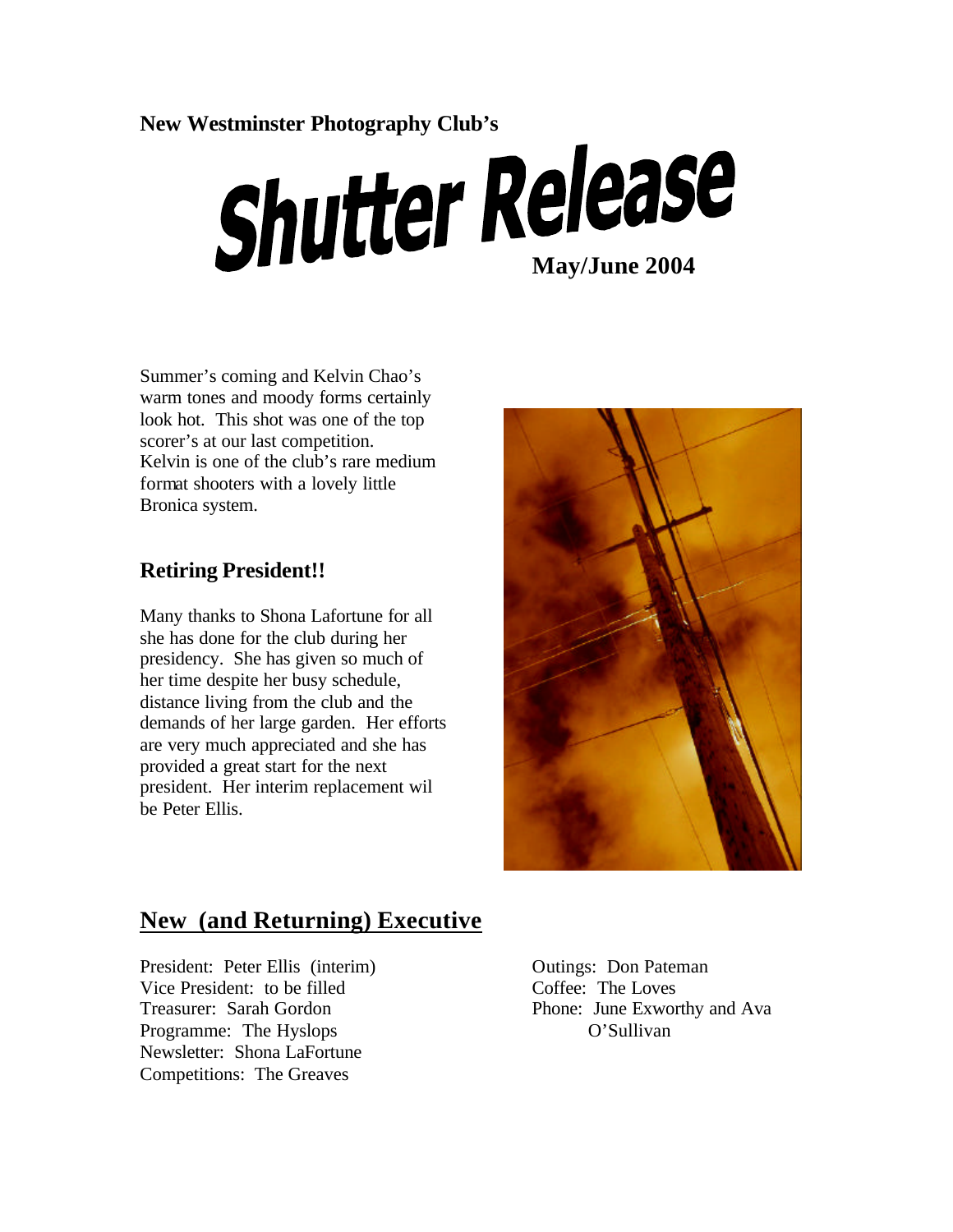**New Westminster Photography Club's**

# Shutter Release

**May/June 2004**

Summer's coming and Kelvin Chao's warm tones and moody forms certainly look hot. This shot was one of the top scorer's at our last competition. Kelvin is one of the club's rare medium format shooters with a lovely little Bronica system.

### Retiring President!!

Many thanks to Shona Lafortune for all she has done for the club during her presidency. She has given so much of her time despite her busy schedule, distance living from the club and the demands of her large garden. Her efforts are very much appreciated and she has provided a great start for the next president. Her interim replacement wil be Peter Ellis.

## New (and Returning) Executive

President: Peter Ellis (interim)
Vice President: to be filled
Treasurer: Sarah Gordon
Programme: The Hyslops
Newsletter: Shona LaFortune
Competitions: The Greaves
Outings: Don Pateman
Coffee: The Loves
Phone: June Exworthy and Ava O'Sullivan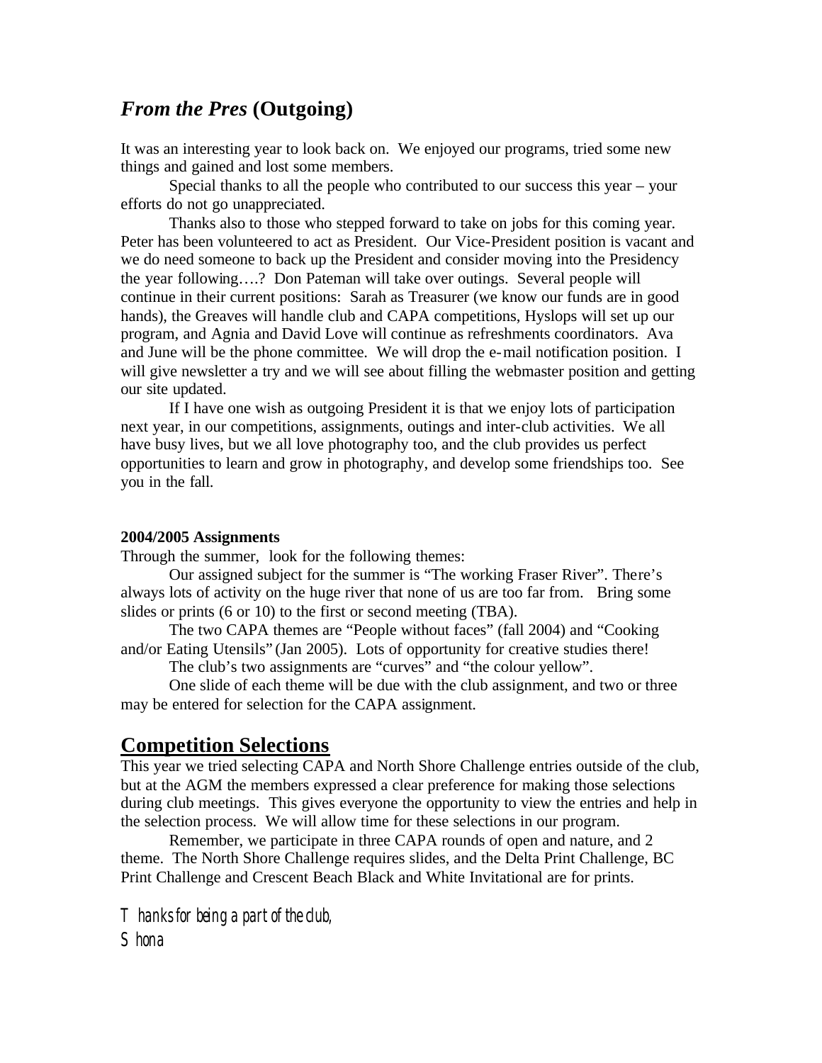## *From the Pres* (Outgoing)

It was an interesting year to look back on. We enjoyed our programs, tried some new things and gained and lost some members.

Special thanks to all the people who contributed to our success this year – your efforts do not go unappreciated.

Thanks also to those who stepped forward to take on jobs for this coming year. Peter has been volunteered to act as President. Our Vice-President position is vacant and we do need someone to back up the President and consider moving into the Presidency the year following….? Don Pateman will take over outings. Several people will continue in their current positions: Sarah as Treasurer (we know our funds are in good hands), the Greaves will handle club and CAPA competitions, Hyslops will set up our program, and Agnia and David Love will continue as refreshments coordinators. Ava and June will be the phone committee. We will drop the e-mail notification position. I will give newsletter a try and we will see about filling the webmaster position and getting our site updated.

If I have one wish as outgoing President it is that we enjoy lots of participation next year, in our competitions, assignments, outings and inter-club activities. We all have busy lives, but we all love photography too, and the club provides us perfect opportunities to learn and grow in photography, and develop some friendships too. See you in the fall.

**2004/2005 Assignments**

Through the summer, look for the following themes:

Our assigned subject for the summer is “The working Fraser River”. There’s always lots of activity on the huge river that none of us are too far from. Bring some slides or prints (6 or 10) to the first or second meeting (TBA).

The two CAPA themes are “People without faces” (fall 2004) and “Cooking and/or Eating Utensils” (Jan 2005). Lots of opportunity for creative studies there!

The club’s two assignments are “curves” and “the colour yellow”.

One slide of each theme will be due with the club assignment, and two or three may be entered for selection for the CAPA assignment.

## Competition Selections

This year we tried selecting CAPA and North Shore Challenge entries outside of the club, but at the AGM the members expressed a clear preference for making those selections during club meetings. This gives everyone the opportunity to view the entries and help in the selection process. We will allow time for these selections in our program.

Remember, we participate in three CAPA rounds of open and nature, and 2 theme. The North Shore Challenge requires slides, and the Delta Print Challenge, BC Print Challenge and Crescent Beach Black and White Invitational are for prints.

Thanks for being a part of the club,

Shona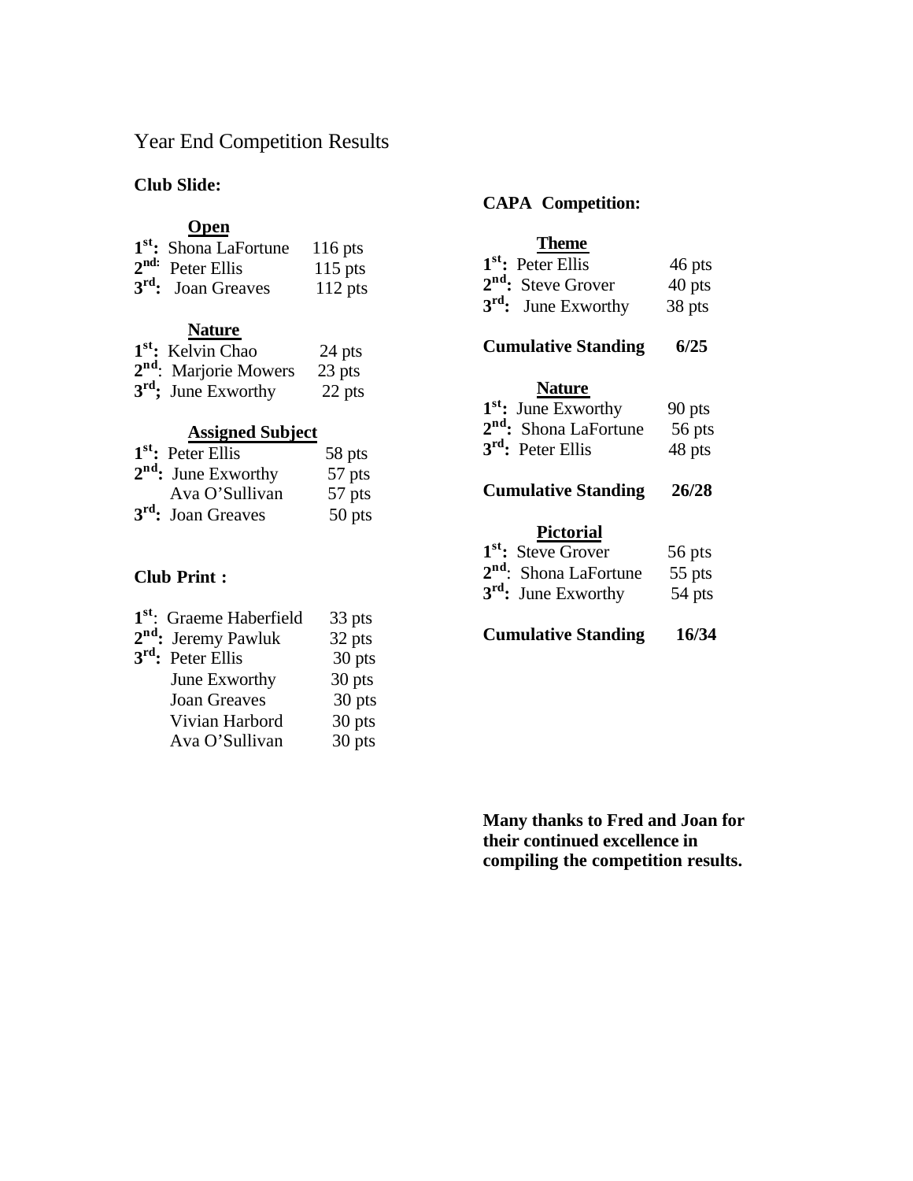# Year End Competition Results

## Club Slide:

### Open

| Place | Name | Points |
|---|---|---|
| 1st | Shona LaFortune | 116 pts |
| 2nd | Peter Ellis | 115 pts |
| 3rd | Joan Greaves | 112 pts |

### Nature

| Place | Name | Points |
|---|---|---|
| 1st | Kelvin Chao | 24 pts |
| 2nd | Marjorie Mowers | 23 pts |
| 3rd | June Exworthy | 22 pts |

### Assigned Subject

| Place | Name | Points |
|---|---|---|
| 1st | Peter Ellis | 58 pts |
| 2nd | June Exworthy | 57 pts |
| | Ava O'Sullivan | 57 pts |
| 3rd | Joan Greaves | 50 pts |

## Club Print :

| Place | Name | Points |
|---|---|---|
| 1st | Graeme Haberfield | 33 pts |
| 2nd | Jeremy Pawluk | 32 pts |
| 3rd | Peter Ellis | 30 pts |
| | June Exworthy | 30 pts |
| | Joan Greaves | 30 pts |
| | Vivian Harbord | 30 pts |
| | Ava O'Sullivan | 30 pts |

## CAPA Competition:

### Theme

| Place | Name | Points |
|---|---|---|
| 1st | Peter Ellis | 46 pts |
| 2nd | Steve Grover | 40 pts |
| 3rd | June Exworthy | 38 pts |

**Cumulative Standing 6/25**

### Nature

| Place | Name | Points |
|---|---|---|
| 1st | June Exworthy | 90 pts |
| 2nd | Shona LaFortune | 56 pts |
| 3rd | Peter Ellis | 48 pts |

**Cumulative Standing 26/28**

### Pictorial

| Place | Name | Points |
|---|---|---|
| 1st | Steve Grover | 56 pts |
| 2nd | Shona LaFortune | 55 pts |
| 3rd | June Exworthy | 54 pts |

**Cumulative Standing 16/34**

**Many thanks to Fred and Joan for their continued excellence in compiling the competition results.**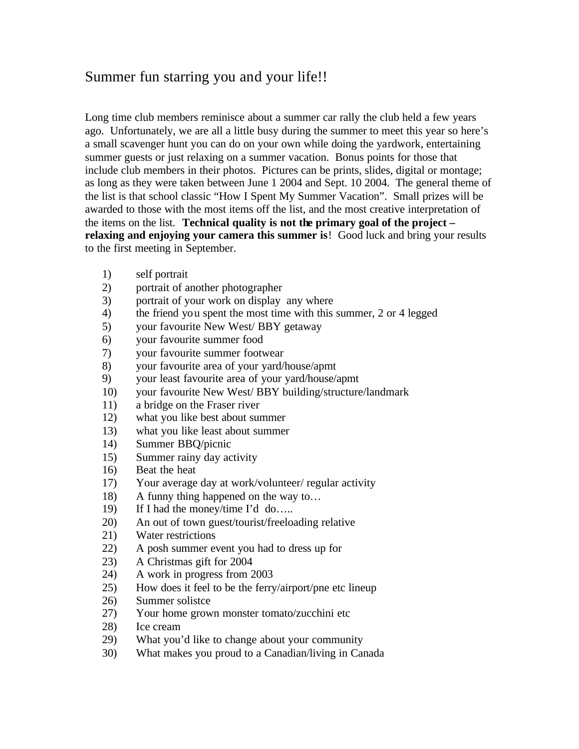# Summer fun starring you and your life!!

Long time club members reminisce about a summer car rally the club held a few years ago. Unfortunately, we are all a little busy during the summer to meet this year so here's a small scavenger hunt you can do on your own while doing the yardwork, entertaining summer guests or just relaxing on a summer vacation. Bonus points for those that include club members in their photos. Pictures can be prints, slides, digital or montage; as long as they were taken between June 1 2004 and Sept. 10 2004. The general theme of the list is that school classic "How I Spent My Summer Vacation". Small prizes will be awarded to those with the most items off the list, and the most creative interpretation of the items on the list. **Technical quality is not the primary goal of the project – relaxing and enjoying your camera this summer is**! Good luck and bring your results to the first meeting in September.

1) self portrait
2) portrait of another photographer
3) portrait of your work on display any where
4) the friend you spent the most time with this summer, 2 or 4 legged
5) your favourite New West/ BBY getaway
6) your favourite summer food
7) your favourite summer footwear
8) your favourite area of your yard/house/apmt
9) your least favourite area of your yard/house/apmt
10) your favourite New West/ BBY building/structure/landmark
11) a bridge on the Fraser river
12) what you like best about summer
13) what you like least about summer
14) Summer BBQ/picnic
15) Summer rainy day activity
16) Beat the heat
17) Your average day at work/volunteer/ regular activity
18) A funny thing happened on the way to…
19) If I had the money/time I'd do…..
20) An out of town guest/tourist/freeloading relative
21) Water restrictions
22) A posh summer event you had to dress up for
23) A Christmas gift for 2004
24) A work in progress from 2003
25) How does it feel to be the ferry/airport/pne etc lineup
26) Summer solistce
27) Your home grown monster tomato/zucchini etc
28) Ice cream
29) What you'd like to change about your community
30) What makes you proud to a Canadian/living in Canada